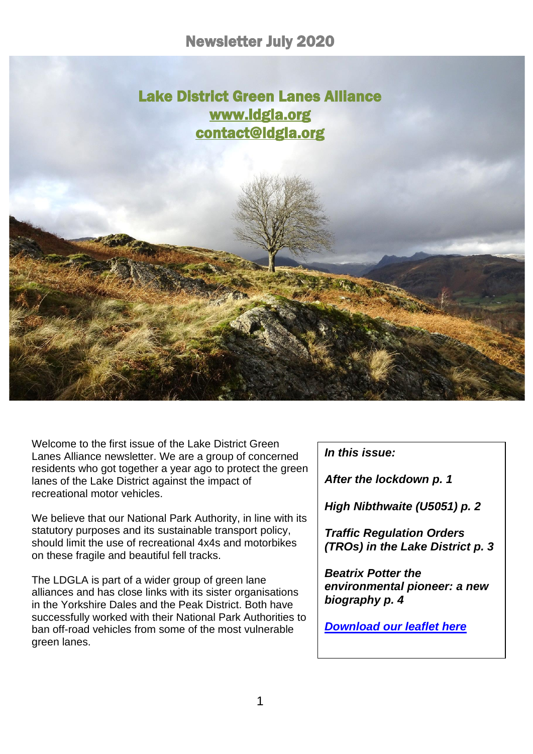# Newsletter July 2020

## Lake District Green Lanes Alliance

[www.ldgla.org](http://www.ldgla.org)

[contact@ldgla.org](mailto:contact@ldgla.org)

Welcome to the first issue of the Lake District Green Lanes Alliance newsletter. We are a group of concerned residents who got together a year ago to protect the green lanes of the Lake District against the impact of recreational motor vehicles.

We believe that our National Park Authority, in line with its statutory purposes and its sustainable transport policy, should limit the use of recreational 4x4s and motorbikes on these fragile and beautiful fell tracks.

The LDGLA is part of a wider group of green lane alliances and has close links with its sister organisations in the Yorkshire Dales and the Peak District. Both have successfully worked with their National Park Authorities to ban off-road vehicles from some of the most vulnerable green lanes.

***In this issue:***

***After the lockdown p. 1***

***High Nibthwaite (U5051) p. 2***

***Traffic Regulation Orders (TROs) in the Lake District p. 3***

***Beatrix Potter the environmental pioneer: a new biography p. 4***

***[Download our leaflet here]()***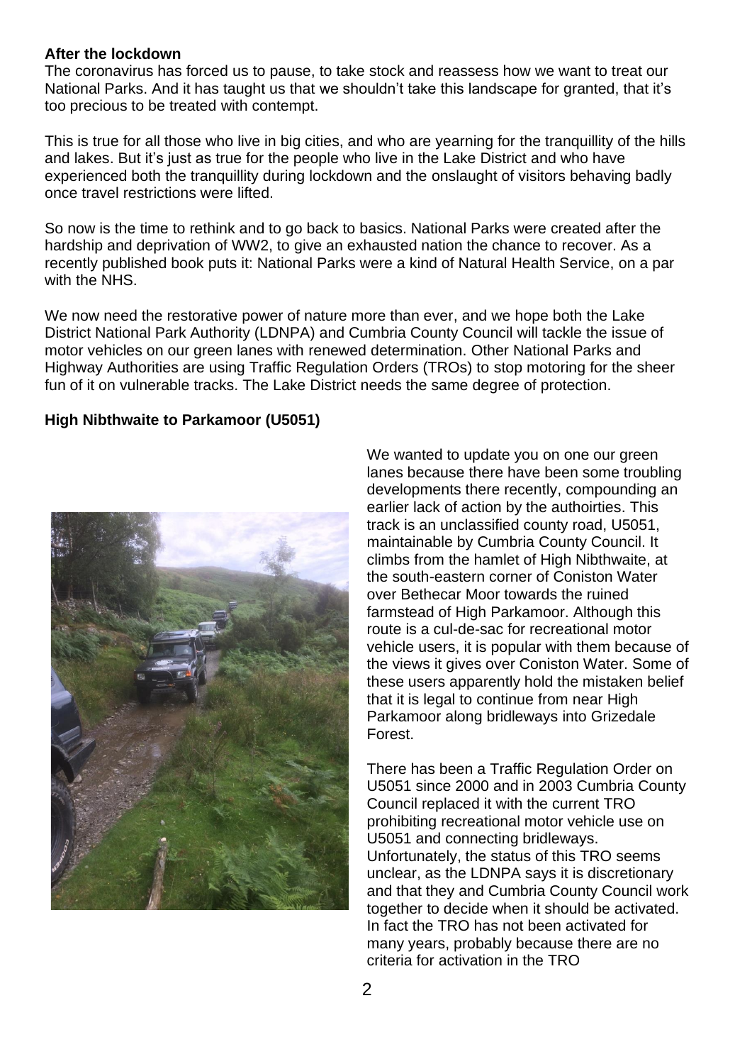**After the lockdown**

The coronavirus has forced us to pause, to take stock and reassess how we want to treat our National Parks. And it has taught us that we shouldn't take this landscape for granted, that it's too precious to be treated with contempt.

This is true for all those who live in big cities, and who are yearning for the tranquillity of the hills and lakes. But it's just as true for the people who live in the Lake District and who have experienced both the tranquillity during lockdown and the onslaught of visitors behaving badly once travel restrictions were lifted.

So now is the time to rethink and to go back to basics. National Parks were created after the hardship and deprivation of WW2, to give an exhausted nation the chance to recover. As a recently published book puts it: National Parks were a kind of Natural Health Service, on a par with the NHS.

We now need the restorative power of nature more than ever, and we hope both the Lake District National Park Authority (LDNPA) and Cumbria County Council will tackle the issue of motor vehicles on our green lanes with renewed determination. Other National Parks and Highway Authorities are using Traffic Regulation Orders (TROs) to stop motoring for the sheer fun of it on vulnerable tracks. The Lake District needs the same degree of protection.

**High Nibthwaite to Parkamoor (U5051)**

We wanted to update you on one our green lanes because there have been some troubling developments there recently, compounding an earlier lack of action by the authoirties. This track is an unclassified county road, U5051, maintainable by Cumbria County Council. It climbs from the hamlet of High Nibthwaite, at the south-eastern corner of Coniston Water over Bethecar Moor towards the ruined farmstead of High Parkamoor. Although this route is a cul-de-sac for recreational motor vehicle users, it is popular with them because of the views it gives over Coniston Water. Some of these users apparently hold the mistaken belief that it is legal to continue from near High Parkamoor along bridleways into Grizedale Forest.

There has been a Traffic Regulation Order on U5051 since 2000 and in 2003 Cumbria County Council replaced it with the current TRO prohibiting recreational motor vehicle use on U5051 and connecting bridleways. Unfortunately, the status of this TRO seems unclear, as the LDNPA says it is discretionary and that they and Cumbria County Council work together to decide when it should be activated. In fact the TRO has not been activated for many years, probably because there are no criteria for activation in the TRO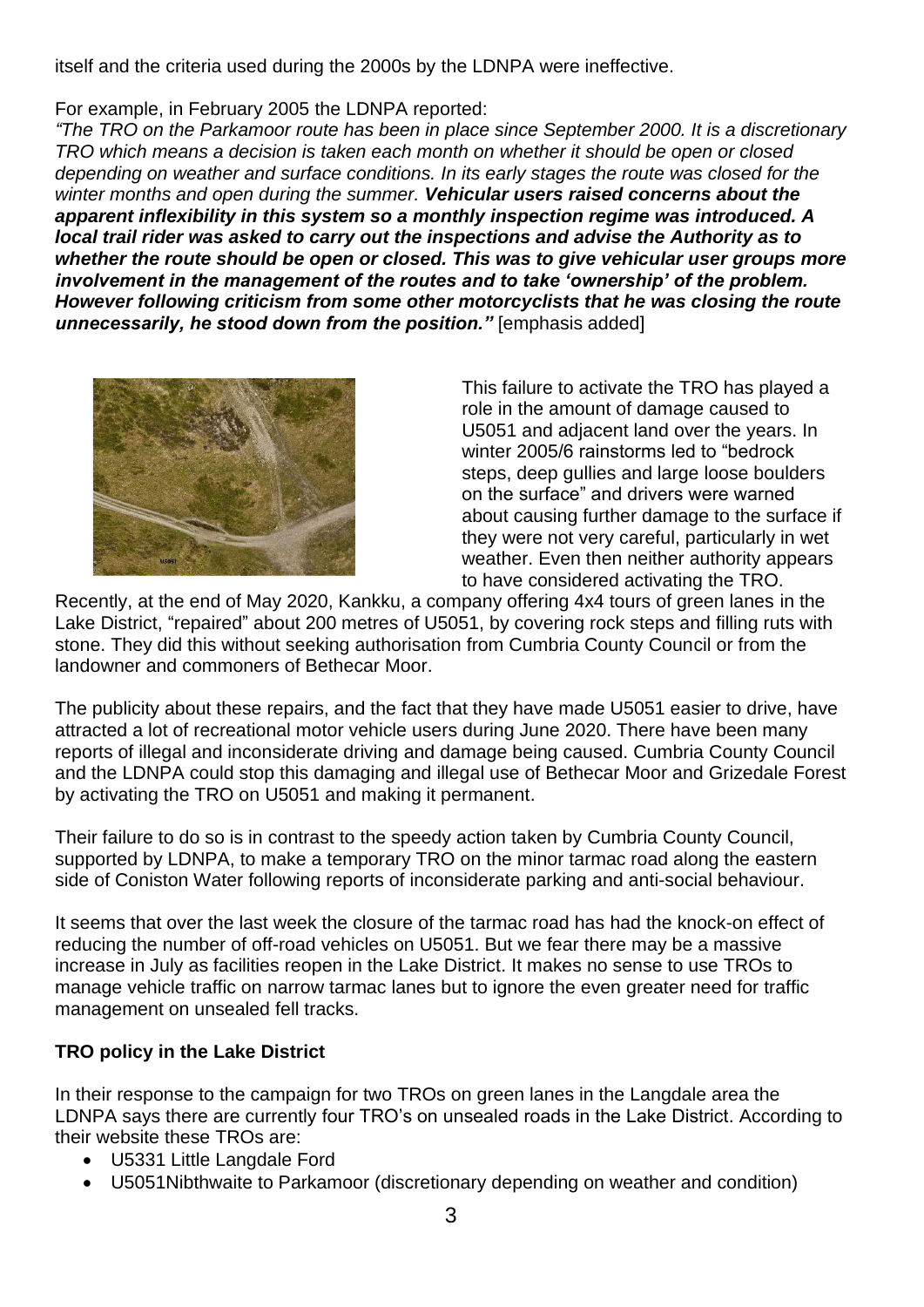itself and the criteria used during the 2000s by the LDNPA were ineffective.

For example, in February 2005 the LDNPA reported:

*"The TRO on the Parkamoor route has been in place since September 2000. It is a discretionary TRO which means a decision is taken each month on whether it should be open or closed depending on weather and surface conditions. In its early stages the route was closed for the winter months and open during the summer.* ***Vehicular users raised concerns about the apparent inflexibility in this system so a monthly inspection regime was introduced. A local trail rider was asked to carry out the inspections and advise the Authority as to whether the route should be open or closed. This was to give vehicular user groups more involvement in the management of the routes and to take 'ownership' of the problem. However following criticism from some other motorcyclists that he was closing the route unnecessarily, he stood down from the position."*** [emphasis added]

This failure to activate the TRO has played a role in the amount of damage caused to U5051 and adjacent land over the years. In winter 2005/6 rainstorms led to "bedrock steps, deep gullies and large loose boulders on the surface" and drivers were warned about causing further damage to the surface if they were not very careful, particularly in wet weather. Even then neither authority appears to have considered activating the TRO.

Recently, at the end of May 2020, Kankku, a company offering 4x4 tours of green lanes in the Lake District, "repaired" about 200 metres of U5051, by covering rock steps and filling ruts with stone. They did this without seeking authorisation from Cumbria County Council or from the landowner and commoners of Bethecar Moor.

The publicity about these repairs, and the fact that they have made U5051 easier to drive, have attracted a lot of recreational motor vehicle users during June 2020. There have been many reports of illegal and inconsiderate driving and damage being caused. Cumbria County Council and the LDNPA could stop this damaging and illegal use of Bethecar Moor and Grizedale Forest by activating the TRO on U5051 and making it permanent.

Their failure to do so is in contrast to the speedy action taken by Cumbria County Council, supported by LDNPA, to make a temporary TRO on the minor tarmac road along the eastern side of Coniston Water following reports of inconsiderate parking and anti-social behaviour.

It seems that over the last week the closure of the tarmac road has had the knock-on effect of reducing the number of off-road vehicles on U5051. But we fear there may be a massive increase in July as facilities reopen in the Lake District. It makes no sense to use TROs to manage vehicle traffic on narrow tarmac lanes but to ignore the even greater need for traffic management on unsealed fell tracks.

## TRO policy in the Lake District

In their response to the campaign for two TROs on green lanes in the Langdale area the LDNPA says there are currently four TRO's on unsealed roads in the Lake District. According to their website these TROs are:

- U5331 Little Langdale Ford
- U5051Nibthwaite to Parkamoor (discretionary depending on weather and condition)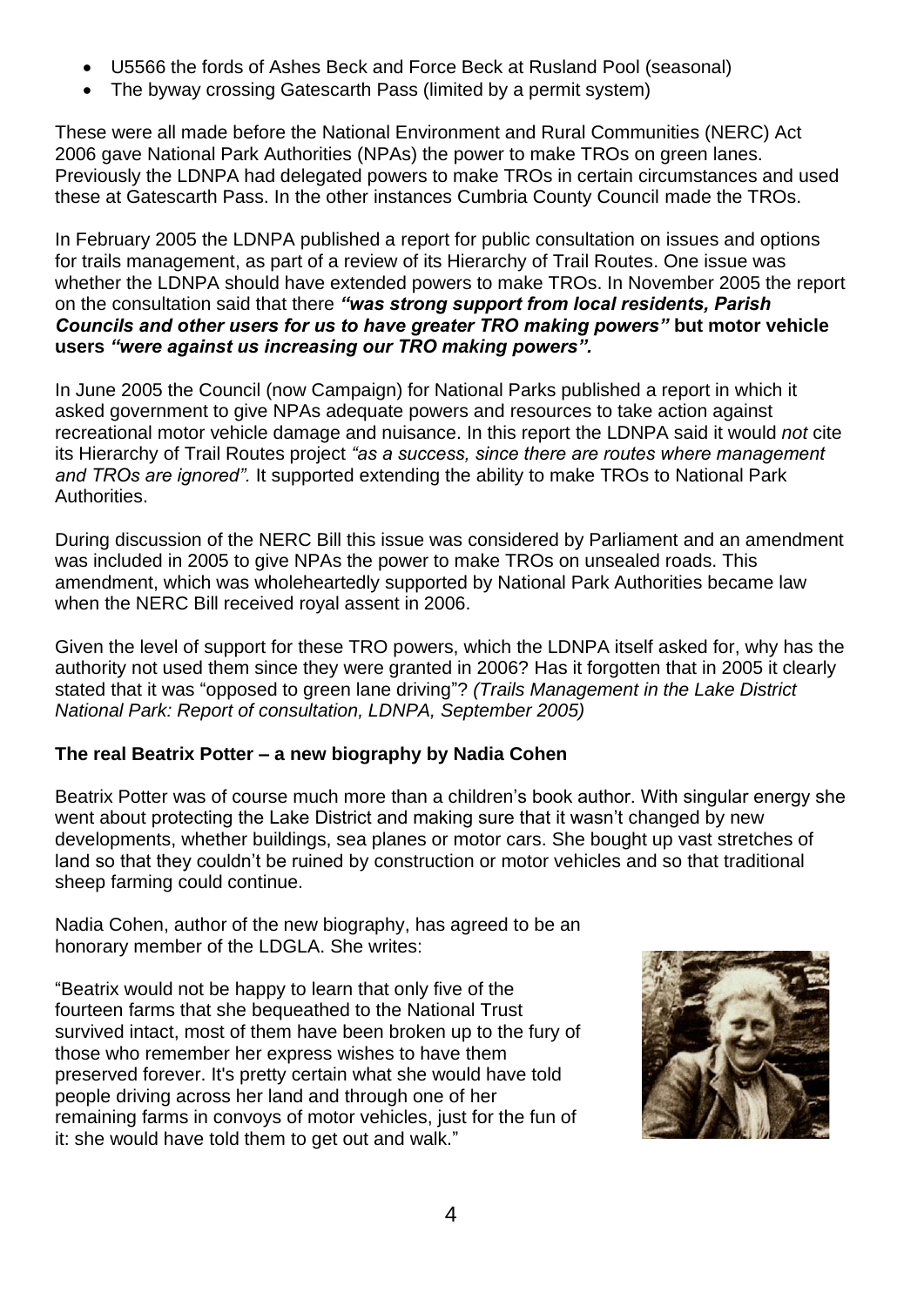- U5566 the fords of Ashes Beck and Force Beck at Rusland Pool (seasonal)
- The byway crossing Gatescarth Pass (limited by a permit system)

These were all made before the National Environment and Rural Communities (NERC) Act 2006 gave National Park Authorities (NPAs) the power to make TROs on green lanes. Previously the LDNPA had delegated powers to make TROs in certain circumstances and used these at Gatescarth Pass. In the other instances Cumbria County Council made the TROs.

In February 2005 the LDNPA published a report for public consultation on issues and options for trails management, as part of a review of its Hierarchy of Trail Routes. One issue was whether the LDNPA should have extended powers to make TROs. In November 2005 the report on the consultation said that there ***"was strong support from local residents, Parish Councils and other users for us to have greater TRO making powers"*** **but motor vehicle users** ***"were against us increasing our TRO making powers".***

In June 2005 the Council (now Campaign) for National Parks published a report in which it asked government to give NPAs adequate powers and resources to take action against recreational motor vehicle damage and nuisance. In this report the LDNPA said it would *not* cite its Hierarchy of Trail Routes project *"as a success, since there are routes where management and TROs are ignored".* It supported extending the ability to make TROs to National Park Authorities.

During discussion of the NERC Bill this issue was considered by Parliament and an amendment was included in 2005 to give NPAs the power to make TROs on unsealed roads. This amendment, which was wholeheartedly supported by National Park Authorities became law when the NERC Bill received royal assent in 2006.

Given the level of support for these TRO powers, which the LDNPA itself asked for, why has the authority not used them since they were granted in 2006? Has it forgotten that in 2005 it clearly stated that it was "opposed to green lane driving"? *(Trails Management in the Lake District National Park: Report of consultation, LDNPA, September 2005)*

**The real Beatrix Potter – a new biography by Nadia Cohen**

Beatrix Potter was of course much more than a children's book author. With singular energy she went about protecting the Lake District and making sure that it wasn't changed by new developments, whether buildings, sea planes or motor cars. She bought up vast stretches of land so that they couldn't be ruined by construction or motor vehicles and so that traditional sheep farming could continue.

Nadia Cohen, author of the new biography, has agreed to be an honorary member of the LDGLA. She writes:

"Beatrix would not be happy to learn that only five of the fourteen farms that she bequeathed to the National Trust survived intact, most of them have been broken up to the fury of those who remember her express wishes to have them preserved forever. It's pretty certain what she would have told people driving across her land and through one of her remaining farms in convoys of motor vehicles, just for the fun of it: she would have told them to get out and walk."